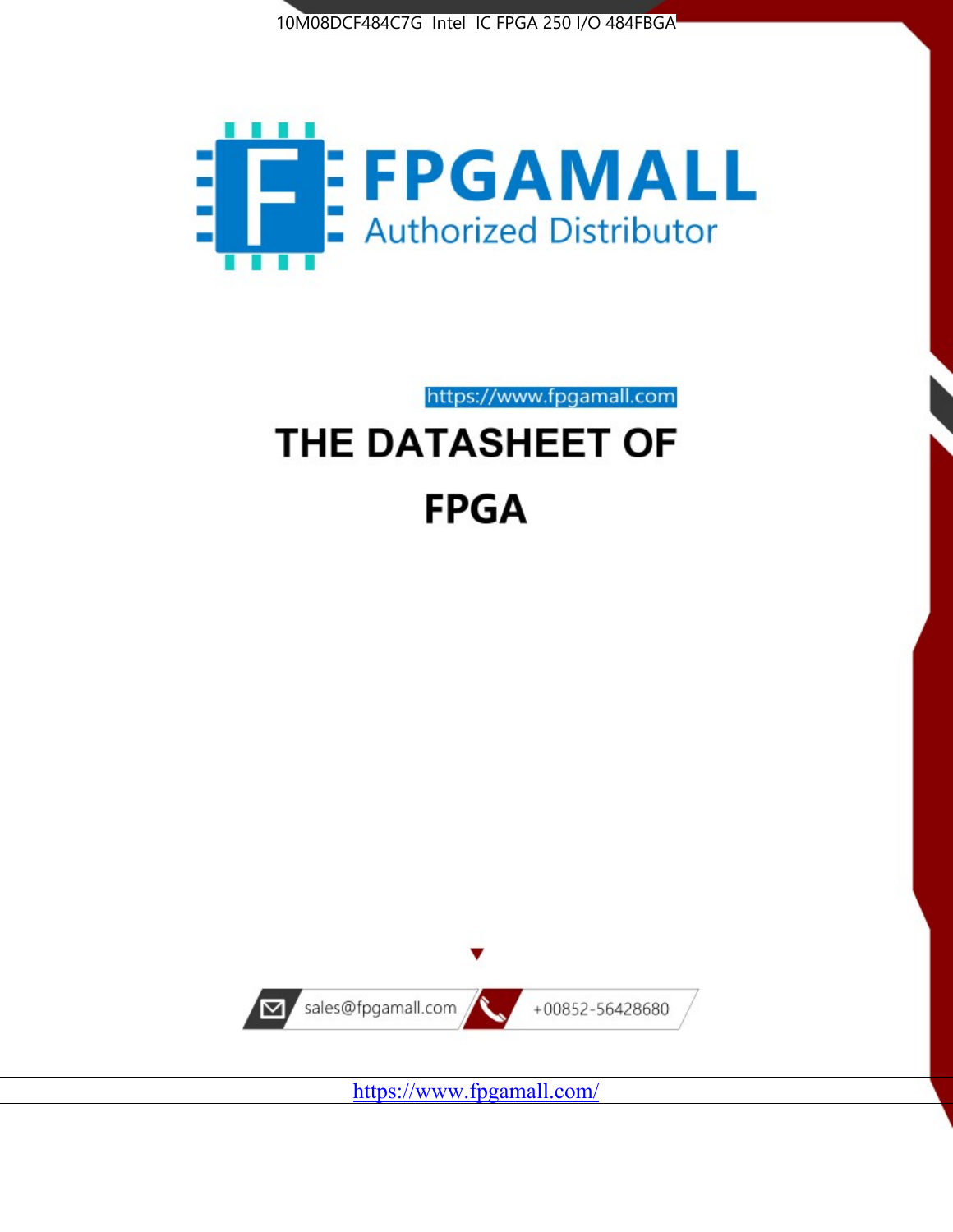10M08DCF484C7G Intel IC FPGA 250 I/O 484FBGA

FPGAMALL

Authorized Distributor

https://www.fpgamall.com

# THE DATASHEET OF

# FPGA

sales@fpgamall.com

+00852-56428680

https://www.fpgamall.com/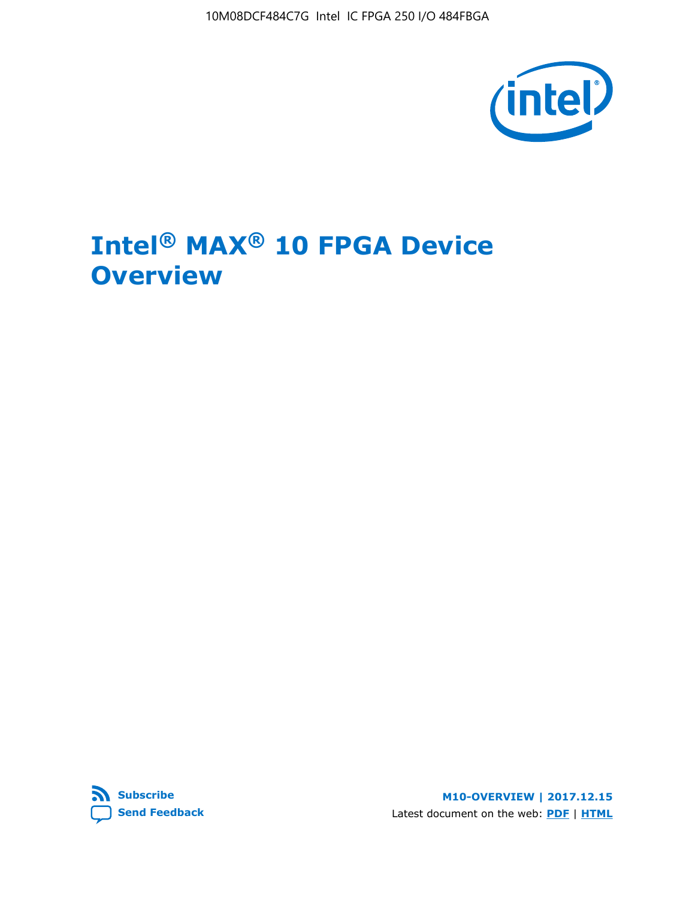# Intel® MAX® 10 FPGA Device Overview

Subscribe

Send Feedback

M10-OVERVIEW | 2017.12.15

Latest document on the web: PDF | HTML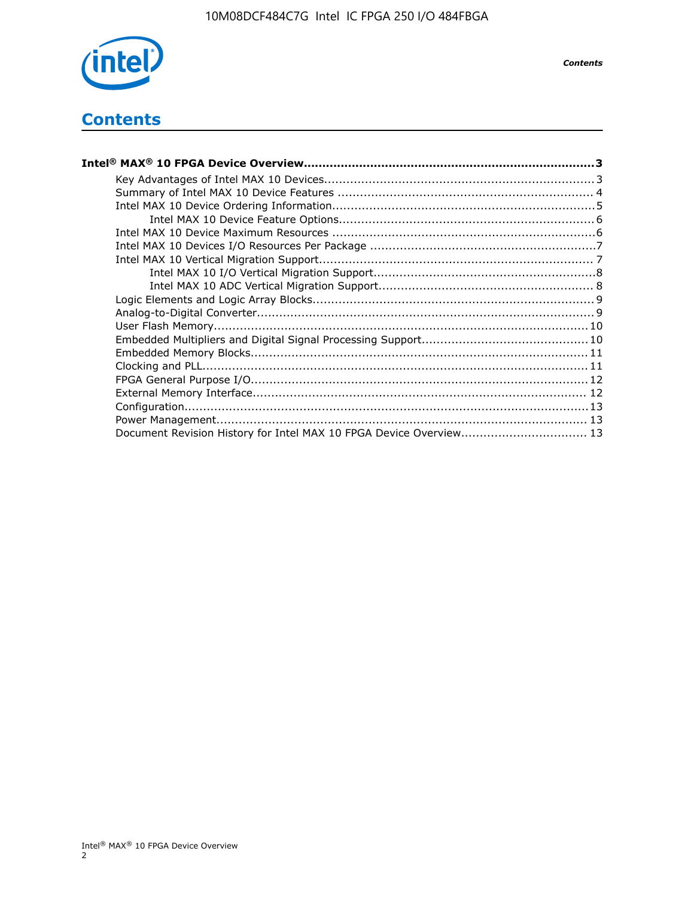# Contents

**Intel® MAX® 10 FPGA Device Overview....................................................................................3**

- Key Advantages of Intel MAX 10 Devices........................................................................3
- Summary of Intel MAX 10 Device Features ....................................................................4
- Intel MAX 10 Device Ordering Information.......................................................................5
    - Intel MAX 10 Device Feature Options.....................................................................6
- Intel MAX 10 Device Maximum Resources .......................................................................6
- Intel MAX 10 Devices I/O Resources Per Package ............................................................7
- Intel MAX 10 Vertical Migration Support.........................................................................7
    - Intel MAX 10 I/O Vertical Migration Support...........................................................8
    - Intel MAX 10 ADC Vertical Migration Support.........................................................8
- Logic Elements and Logic Array Blocks...........................................................................9
- Analog-to-Digital Converter..........................................................................................9
- User Flash Memory....................................................................................................10
- Embedded Multipliers and Digital Signal Processing Support............................................10
- Embedded Memory Blocks..........................................................................................11
- Clocking and PLL.......................................................................................................11
- FPGA General Purpose I/O..........................................................................................12
- External Memory Interface.........................................................................................12
- Configuration............................................................................................................13
- Power Management...................................................................................................13
- Document Revision History for Intel MAX 10 FPGA Device Overview.................................13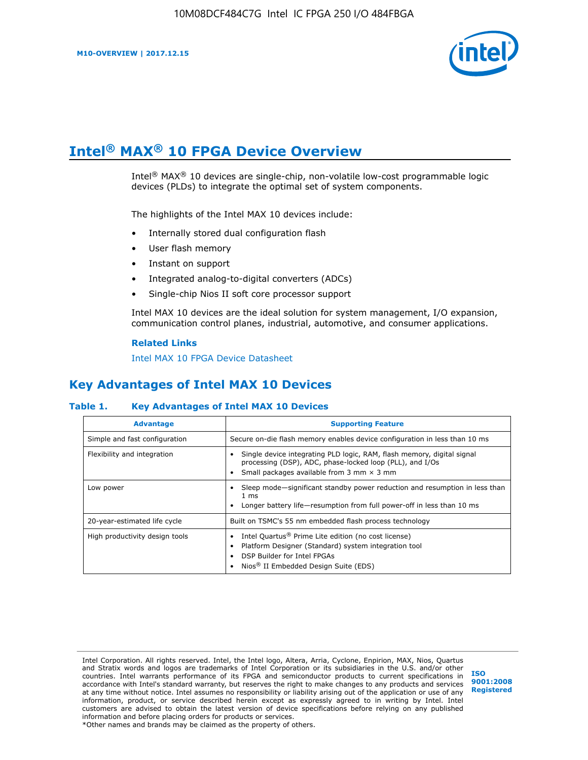# Intel® MAX® 10 FPGA Device Overview

Intel® MAX® 10 devices are single-chip, non-volatile low-cost programmable logic devices (PLDs) to integrate the optimal set of system components.

The highlights of the Intel MAX 10 devices include:

- Internally stored dual configuration flash
- User flash memory
- Instant on support
- Integrated analog-to-digital converters (ADCs)
- Single-chip Nios II soft core processor support

Intel MAX 10 devices are the ideal solution for system management, I/O expansion, communication control planes, industrial, automotive, and consumer applications.

**Related Links**

Intel MAX 10 FPGA Device Datasheet

## Key Advantages of Intel MAX 10 Devices

**Table 1. Key Advantages of Intel MAX 10 Devices**

| Advantage | Supporting Feature |
|---|---|
| Simple and fast configuration | Secure on-die flash memory enables device configuration in less than 10 ms |
| Flexibility and integration | • Single device integrating PLD logic, RAM, flash memory, digital signal processing (DSP), ADC, phase-locked loop (PLL), and I/Os<br>• Small packages available from 3 mm × 3 mm |
| Low power | • Sleep mode—significant standby power reduction and resumption in less than 1 ms<br>• Longer battery life—resumption from full power-off in less than 10 ms |
| 20-year-estimated life cycle | Built on TSMC's 55 nm embedded flash process technology |
| High productivity design tools | • Intel Quartus® Prime Lite edition (no cost license)<br>• Platform Designer (Standard) system integration tool<br>• DSP Builder for Intel FPGAs<br>• Nios® II Embedded Design Suite (EDS) |

Intel Corporation. All rights reserved. Intel, the Intel logo, Altera, Arria, Cyclone, Enpirion, MAX, Nios, Quartus and Stratix words and logos are trademarks of Intel Corporation or its subsidiaries in the U.S. and/or other countries. Intel warrants performance of its FPGA and semiconductor products to current specifications in accordance with Intel's standard warranty, but reserves the right to make changes to any products and services at any time without notice. Intel assumes no responsibility or liability arising out of the application or use of any information, product, or service described herein except as expressly agreed to in writing by Intel. Intel customers are advised to obtain the latest version of device specifications before relying on any published information and before placing orders for products or services.
*Other names and brands may be claimed as the property of others.

**ISO 9001:2008 Registered**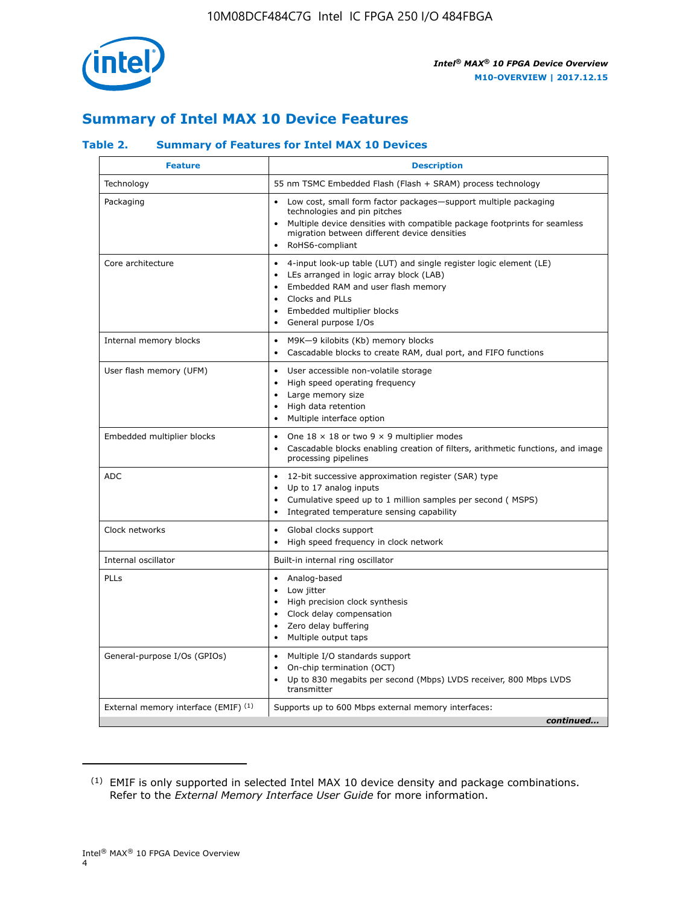## Summary of Intel MAX 10 Device Features

### Table 2. Summary of Features for Intel MAX 10 Devices

| Feature | Description |
| --- | --- |
| Technology | 55 nm TSMC Embedded Flash (Flash + SRAM) process technology |
| Packaging | • Low cost, small form factor packages—support multiple packaging technologies and pin pitches<br>• Multiple device densities with compatible package footprints for seamless migration between different device densities<br>• RoHS6-compliant |
| Core architecture | • 4-input look-up table (LUT) and single register logic element (LE)<br>• LEs arranged in logic array block (LAB)<br>• Embedded RAM and user flash memory<br>• Clocks and PLLs<br>• Embedded multiplier blocks<br>• General purpose I/Os |
| Internal memory blocks | • M9K—9 kilobits (Kb) memory blocks<br>• Cascadable blocks to create RAM, dual port, and FIFO functions |
| User flash memory (UFM) | • User accessible non-volatile storage<br>• High speed operating frequency<br>• Large memory size<br>• High data retention<br>• Multiple interface option |
| Embedded multiplier blocks | • One 18 × 18 or two 9 × 9 multiplier modes<br>• Cascadable blocks enabling creation of filters, arithmetic functions, and image processing pipelines |
| ADC | • 12-bit successive approximation register (SAR) type<br>• Up to 17 analog inputs<br>• Cumulative speed up to 1 million samples per second ( MSPS)<br>• Integrated temperature sensing capability |
| Clock networks | • Global clocks support<br>• High speed frequency in clock network |
| Internal oscillator | Built-in internal ring oscillator |
| PLLs | • Analog-based<br>• Low jitter<br>• High precision clock synthesis<br>• Clock delay compensation<br>• Zero delay buffering<br>• Multiple output taps |
| General-purpose I/Os (GPIOs) | • Multiple I/O standards support<br>• On-chip termination (OCT)<br>• Up to 830 megabits per second (Mbps) LVDS receiver, 800 Mbps LVDS transmitter |
| External memory interface (EMIF) [(1)] | Supports up to 600 Mbps external memory interfaces: |

*continued...*

(1) EMIF is only supported in selected Intel MAX 10 device density and package combinations. Refer to the *External Memory Interface User Guide* for more information.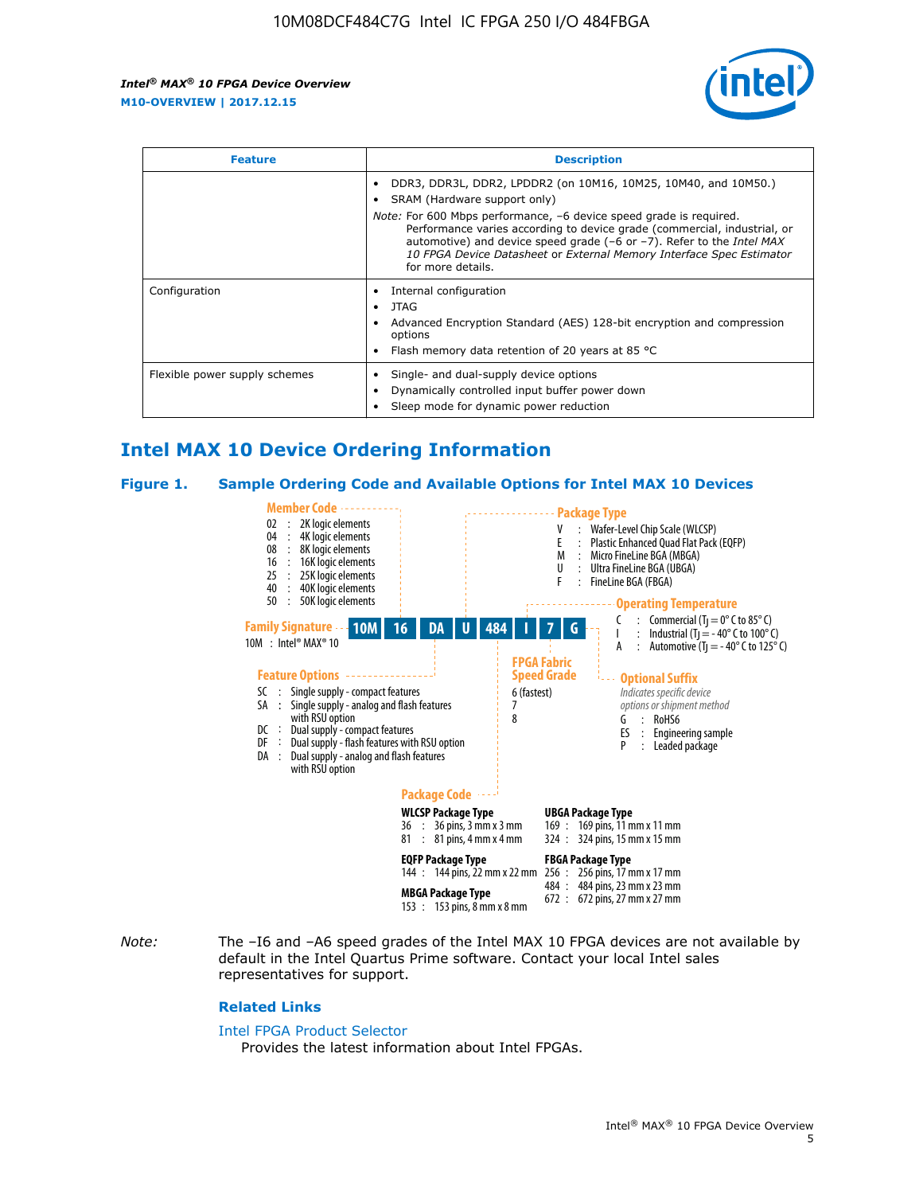| Feature | Description |
|---|---|
| | • DDR3, DDR3L, DDR2, LPDDR2 (on 10M16, 10M25, 10M40, and 10M50.)<br>• SRAM (Hardware support only)<br>*Note:* For 600 Mbps performance, –6 device speed grade is required. Performance varies according to device grade (commercial, industrial, or automotive) and device speed grade (–6 or –7). Refer to the *Intel MAX 10 FPGA Device Datasheet* or *External Memory Interface Spec Estimator* for more details. |
| Configuration | • Internal configuration<br>• JTAG<br>• Advanced Encryption Standard (AES) 128-bit encryption and compression options<br>• Flash memory data retention of 20 years at 85 °C |
| Flexible power supply schemes | • Single- and dual-supply device options<br>• Dynamically controlled input buffer power down<br>• Sleep mode for dynamic power reduction |

## Intel MAX 10 Device Ordering Information

### Figure 1. Sample Ordering Code and Available Options for Intel MAX 10 Devices

Sample ordering code: **10M 16 DA U 484 I 7 G**

**Family Signature**
10M : Intel® MAX® 10

**Member Code**
- 02 : 2K logic elements
- 04 : 4K logic elements
- 08 : 8K logic elements
- 16 : 16K logic elements
- 25 : 25K logic elements
- 40 : 40K logic elements
- 50 : 50K logic elements

**Feature Options**
- SC : Single supply - compact features
- SA : Single supply - analog and flash features with RSU option
- DC : Dual supply - compact features
- DF : Dual supply - flash features with RSU option
- DA : Dual supply - analog and flash features with RSU option

**Package Type**
- V : Wafer-Level Chip Scale (WLCSP)
- E : Plastic Enhanced Quad Flat Pack (EQFP)
- M : Micro FineLine BGA (MBGA)
- U : Ultra FineLine BGA (UBGA)
- F : FineLine BGA (FBGA)

**Package Code**

WLCSP Package Type
- 36 : 36 pins, 3 mm x 3 mm
- 81 : 81 pins, 4 mm x 4 mm

EQFP Package Type
- 144 : 144 pins, 22 mm x 22 mm

MBGA Package Type
- 153 : 153 pins, 8 mm x 8 mm

UBGA Package Type
- 169 : 169 pins, 11 mm x 11 mm
- 324 : 324 pins, 15 mm x 15 mm

FBGA Package Type
- 256 : 256 pins, 17 mm x 17 mm
- 484 : 484 pins, 23 mm x 23 mm
- 672 : 672 pins, 27 mm x 27 mm

**Operating Temperature**
- C : Commercial ($T_J$ = 0° C to 85° C)
- I : Industrial ($T_J$ = - 40° C to 100° C)
- A : Automotive ($T_J$ = - 40° C to 125° C)

**FPGA Fabric Speed Grade**
- 6 (fastest)
- 7
- 8

**Optional Suffix**
*Indicates specific device options or shipment method*
- G : RoHS6
- ES : Engineering sample
- P : Leaded package

*Note:* The –I6 and –A6 speed grades of the Intel MAX 10 FPGA devices are not available by default in the Intel Quartus Prime software. Contact your local Intel sales representatives for support.

#### Related Links

Intel FPGA Product Selector
Provides the latest information about Intel FPGAs.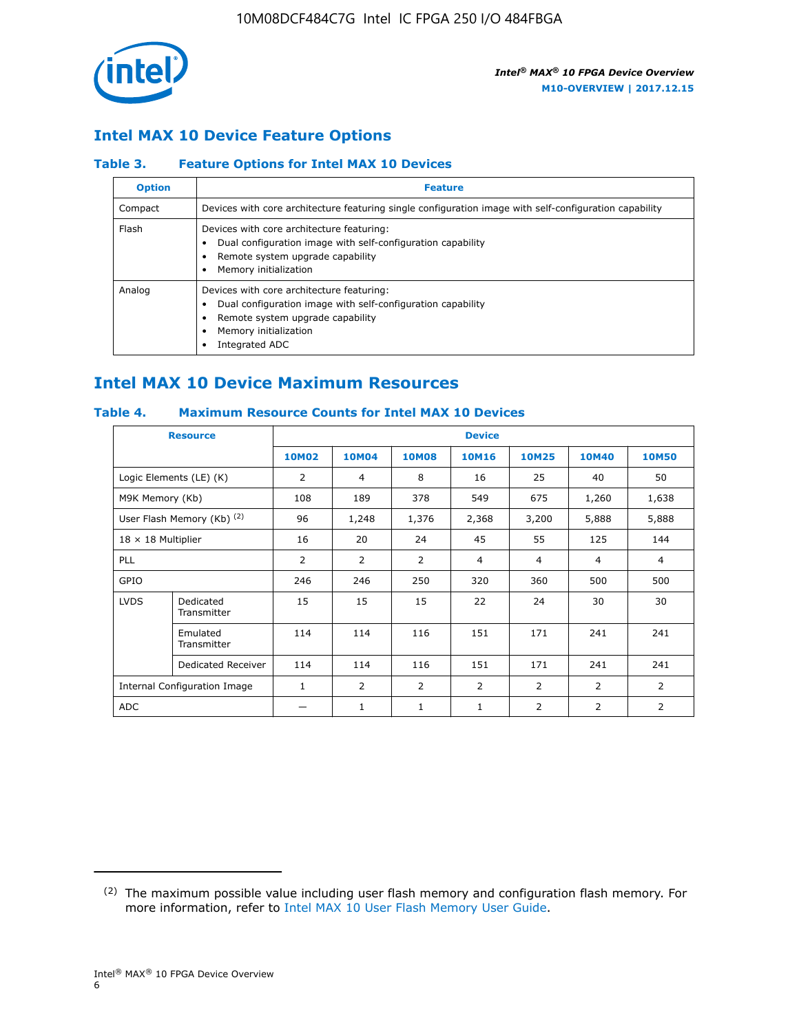## Intel MAX 10 Device Feature Options

### Table 3. Feature Options for Intel MAX 10 Devices

| Option | Feature |
| --- | --- |
| Compact | Devices with core architecture featuring single configuration image with self-configuration capability |
| Flash | Devices with core architecture featuring:<br>• Dual configuration image with self-configuration capability<br>• Remote system upgrade capability<br>• Memory initialization |
| Analog | Devices with core architecture featuring:<br>• Dual configuration image with self-configuration capability<br>• Remote system upgrade capability<br>• Memory initialization<br>• Integrated ADC |

## Intel MAX 10 Device Maximum Resources

### Table 4. Maximum Resource Counts for Intel MAX 10 Devices

| Resource | | Device | | | | | | |
| --- | --- | --- | --- | --- | --- | --- | --- | --- |
| | | 10M02 | 10M04 | 10M08 | 10M16 | 10M25 | 10M40 | 10M50 |
| Logic Elements (LE) (K) | | 2 | 4 | 8 | 16 | 25 | 40 | 50 |
| M9K Memory (Kb) | | 108 | 189 | 378 | 549 | 675 | 1,260 | 1,638 |
| User Flash Memory (Kb) [(2)] | | 96 | 1,248 | 1,376 | 2,368 | 3,200 | 5,888 | 5,888 |
| 18 × 18 Multiplier | | 16 | 20 | 24 | 45 | 55 | 125 | 144 |
| PLL | | 2 | 2 | 2 | 4 | 4 | 4 | 4 |
| GPIO | | 246 | 246 | 250 | 320 | 360 | 500 | 500 |
| LVDS | Dedicated Transmitter | 15 | 15 | 15 | 22 | 24 | 30 | 30 |
| | Emulated Transmitter | 114 | 114 | 116 | 151 | 171 | 241 | 241 |
| | Dedicated Receiver | 114 | 114 | 116 | 151 | 171 | 241 | 241 |
| Internal Configuration Image | | 1 | 2 | 2 | 2 | 2 | 2 | 2 |
| ADC | | — | 1 | 1 | 1 | 2 | 2 | 2 |

(2) The maximum possible value including user flash memory and configuration flash memory. For more information, refer to Intel MAX 10 User Flash Memory User Guide.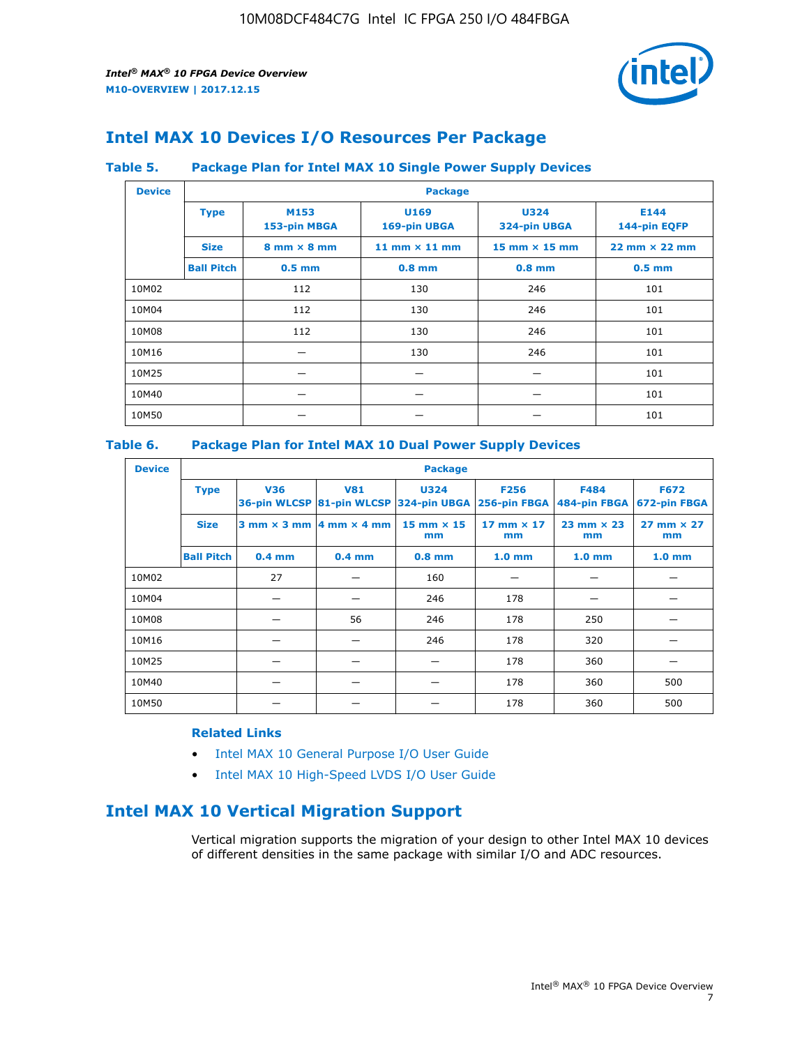## Intel MAX 10 Devices I/O Resources Per Package

### Table 5. Package Plan for Intel MAX 10 Single Power Supply Devices

| Device | Package | | | | |
|---|---|---|---|---|---|
| | **Type** | **M153** 153-pin MBGA | **U169** 169-pin UBGA | **U324** 324-pin UBGA | **E144** 144-pin EQFP |
| | **Size** | 8 mm × 8 mm | 11 mm × 11 mm | 15 mm × 15 mm | 22 mm × 22 mm |
| | **Ball Pitch** | 0.5 mm | 0.8 mm | 0.8 mm | 0.5 mm |
| 10M02 | | 112 | 130 | 246 | 101 |
| 10M04 | | 112 | 130 | 246 | 101 |
| 10M08 | | 112 | 130 | 246 | 101 |
| 10M16 | | — | 130 | 246 | 101 |
| 10M25 | | — | — | — | 101 |
| 10M40 | | — | — | — | 101 |
| 10M50 | | — | — | — | 101 |

### Table 6. Package Plan for Intel MAX 10 Dual Power Supply Devices

| Device | Package | | | | | | |
|---|---|---|---|---|---|---|---|
| | **Type** | **V36** 36-pin WLCSP | **V81** 81-pin WLCSP | **U324** 324-pin UBGA | **F256** 256-pin FBGA | **F484** 484-pin FBGA | **F672** 672-pin FBGA |
| | **Size** | 3 mm × 3 mm | 4 mm × 4 mm | 15 mm × 15 mm | 17 mm × 17 mm | 23 mm × 23 mm | 27 mm × 27 mm |
| | **Ball Pitch** | 0.4 mm | 0.4 mm | 0.8 mm | 1.0 mm | 1.0 mm | 1.0 mm |
| 10M02 | | 27 | — | 160 | — | — | — |
| 10M04 | | — | — | 246 | 178 | — | — |
| 10M08 | | — | 56 | 246 | 178 | 250 | — |
| 10M16 | | — | — | 246 | 178 | 320 | — |
| 10M25 | | — | — | — | 178 | 360 | — |
| 10M40 | | — | — | — | 178 | 360 | 500 |
| 10M50 | | — | — | — | 178 | 360 | 500 |

**Related Links**

- Intel MAX 10 General Purpose I/O User Guide
- Intel MAX 10 High-Speed LVDS I/O User Guide

## Intel MAX 10 Vertical Migration Support

Vertical migration supports the migration of your design to other Intel MAX 10 devices of different densities in the same package with similar I/O and ADC resources.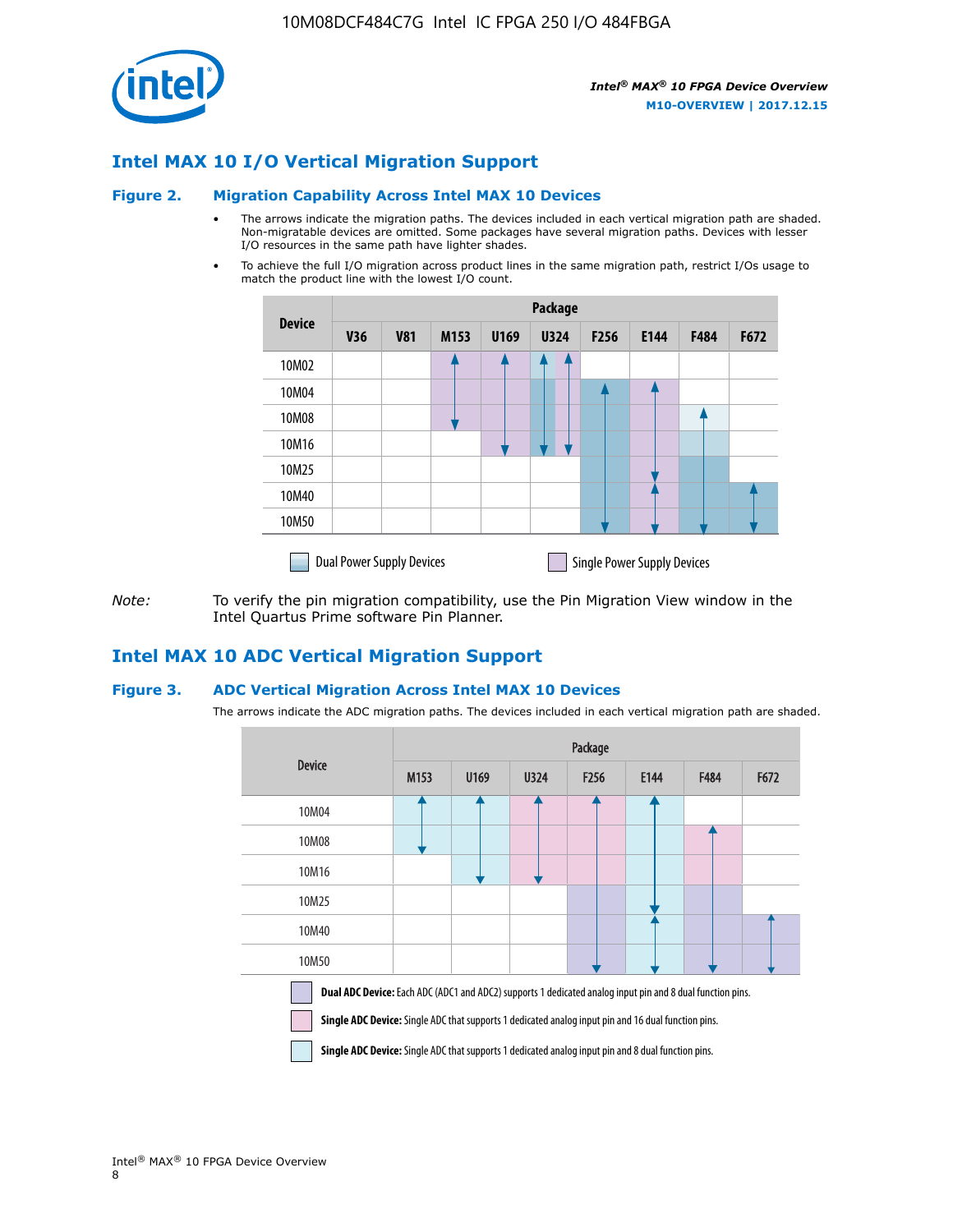## Intel MAX 10 I/O Vertical Migration Support

### Figure 2. Migration Capability Across Intel MAX 10 Devices

- The arrows indicate the migration paths. The devices included in each vertical migration path are shaded. Non-migratable devices are omitted. Some packages have several migration paths. Devices with lesser I/O resources in the same path have lighter shades.
- To achieve the full I/O migration across product lines in the same migration path, restrict I/Os usage to match the product line with the lowest I/O count.

| Device | Package | | | | | | | | |
|---|---|---|---|---|---|---|---|---|---|
| | V36 | V81 | M153 | U169 | U324 | F256 | E144 | F484 | F672 |
| 10M02 | | | | | | | | | |
| 10M04 | | | | | | | | | |
| 10M08 | | | | | | | | | |
| 10M16 | | | | | | | | | |
| 10M25 | | | | | | | | | |
| 10M40 | | | | | | | | | |
| 10M50 | | | | | | | | | |

Dual Power Supply Devices | Single Power Supply Devices

*Note:* To verify the pin migration compatibility, use the Pin Migration View window in the Intel Quartus Prime software Pin Planner.

## Intel MAX 10 ADC Vertical Migration Support

### Figure 3. ADC Vertical Migration Across Intel MAX 10 Devices

The arrows indicate the ADC migration paths. The devices included in each vertical migration path are shaded.

| Device | Package | | | | | | |
|---|---|---|---|---|---|---|---|
| | M153 | U169 | U324 | F256 | E144 | F484 | F672 |
| 10M04 | | | | | | | |
| 10M08 | | | | | | | |
| 10M16 | | | | | | | |
| 10M25 | | | | | | | |
| 10M40 | | | | | | | |
| 10M50 | | | | | | | |

**Dual ADC Device:** Each ADC (ADC1 and ADC2) supports 1 dedicated analog input pin and 8 dual function pins.

**Single ADC Device:** Single ADC that supports 1 dedicated analog input pin and 16 dual function pins.

**Single ADC Device:** Single ADC that supports 1 dedicated analog input pin and 8 dual function pins.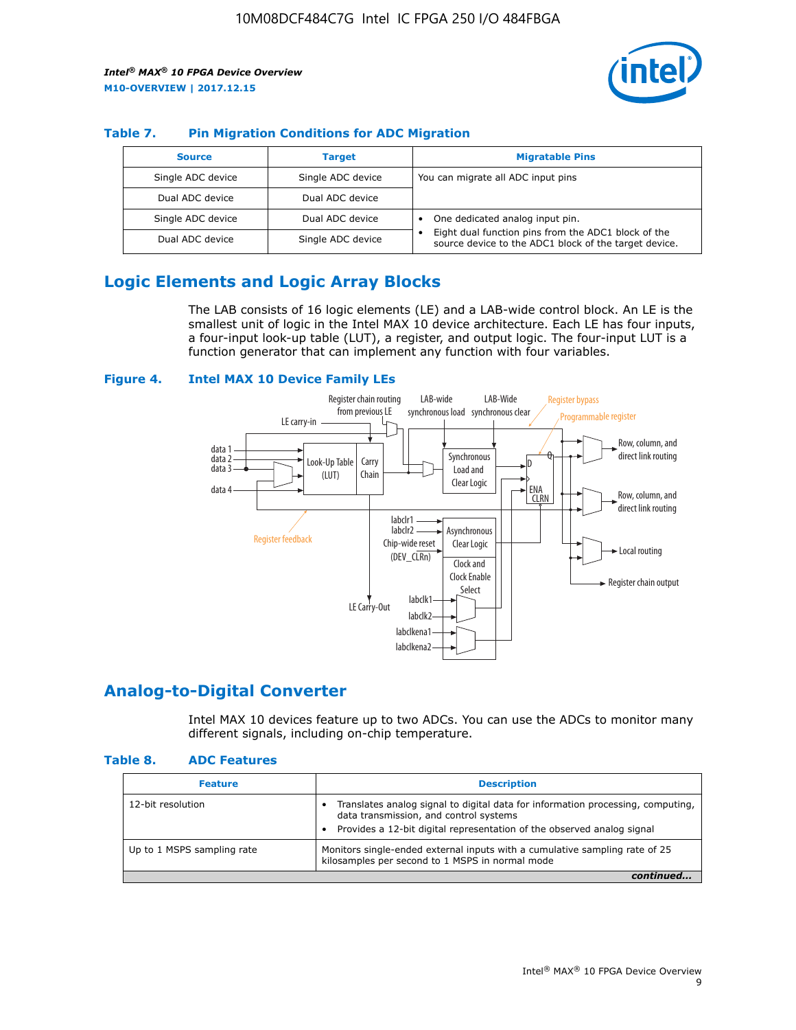### Table 7. Pin Migration Conditions for ADC Migration

| Source | Target | Migratable Pins |
| --- | --- | --- |
| Single ADC device | Single ADC device | You can migrate all ADC input pins |
| Dual ADC device | Dual ADC device | |
| Single ADC device | Dual ADC device | • One dedicated analog input pin. • Eight dual function pins from the ADC1 block of the source device to the ADC1 block of the target device. |
| Dual ADC device | Single ADC device | |

## Logic Elements and Logic Array Blocks

The LAB consists of 16 logic elements (LE) and a LAB-wide control block. An LE is the smallest unit of logic in the Intel MAX 10 device architecture. Each LE has four inputs, a four-input look-up table (LUT), a register, and output logic. The four-input LUT is a function generator that can implement any function with four variables.

### Figure 4. Intel MAX 10 Device Family LEs

## Analog-to-Digital Converter

Intel MAX 10 devices feature up to two ADCs. You can use the ADCs to monitor many different signals, including on-chip temperature.

### Table 8. ADC Features

| Feature | Description |
| --- | --- |
| 12-bit resolution | • Translates analog signal to digital data for information processing, computing, data transmission, and control systems • Provides a 12-bit digital representation of the observed analog signal |
| Up to 1 MSPS sampling rate | Monitors single-ended external inputs with a cumulative sampling rate of 25 kilosamples per second to 1 MSPS in normal mode |

*continued...*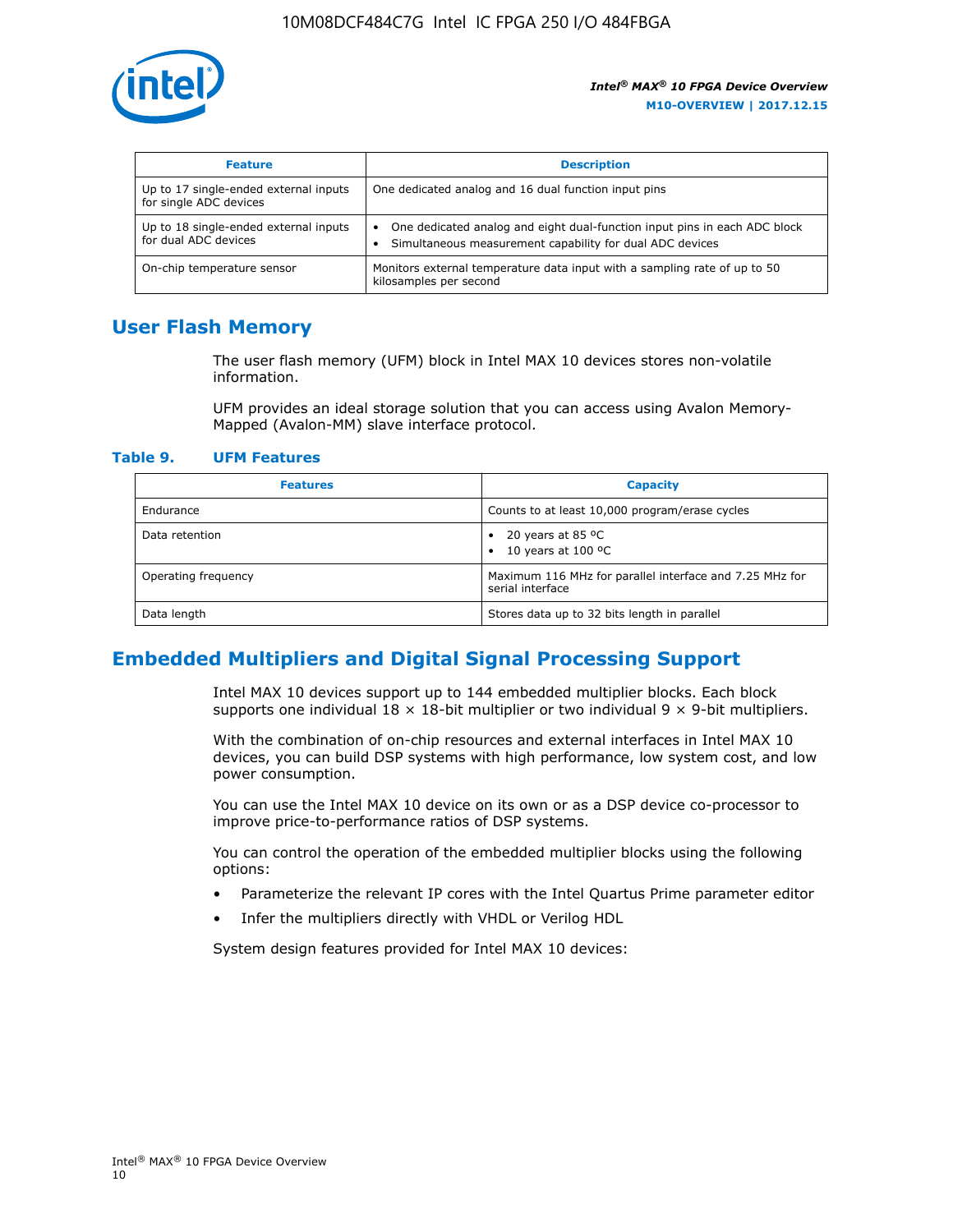| Feature | Description |
| --- | --- |
| Up to 17 single-ended external inputs for single ADC devices | One dedicated analog and 16 dual function input pins |
| Up to 18 single-ended external inputs for dual ADC devices | • One dedicated analog and eight dual-function input pins in each ADC block<br>• Simultaneous measurement capability for dual ADC devices |
| On-chip temperature sensor | Monitors external temperature data input with a sampling rate of up to 50 kilosamples per second |

## User Flash Memory

The user flash memory (UFM) block in Intel MAX 10 devices stores non-volatile information.

UFM provides an ideal storage solution that you can access using Avalon Memory-Mapped (Avalon-MM) slave interface protocol.

**Table 9. UFM Features**

| Features | Capacity |
| --- | --- |
| Endurance | Counts to at least 10,000 program/erase cycles |
| Data retention | • 20 years at 85 ºC<br>• 10 years at 100 ºC |
| Operating frequency | Maximum 116 MHz for parallel interface and 7.25 MHz for serial interface |
| Data length | Stores data up to 32 bits length in parallel |

## Embedded Multipliers and Digital Signal Processing Support

Intel MAX 10 devices support up to 144 embedded multiplier blocks. Each block supports one individual 18 × 18-bit multiplier or two individual 9 × 9-bit multipliers.

With the combination of on-chip resources and external interfaces in Intel MAX 10 devices, you can build DSP systems with high performance, low system cost, and low power consumption.

You can use the Intel MAX 10 device on its own or as a DSP device co-processor to improve price-to-performance ratios of DSP systems.

You can control the operation of the embedded multiplier blocks using the following options:

- Parameterize the relevant IP cores with the Intel Quartus Prime parameter editor
- Infer the multipliers directly with VHDL or Verilog HDL

System design features provided for Intel MAX 10 devices: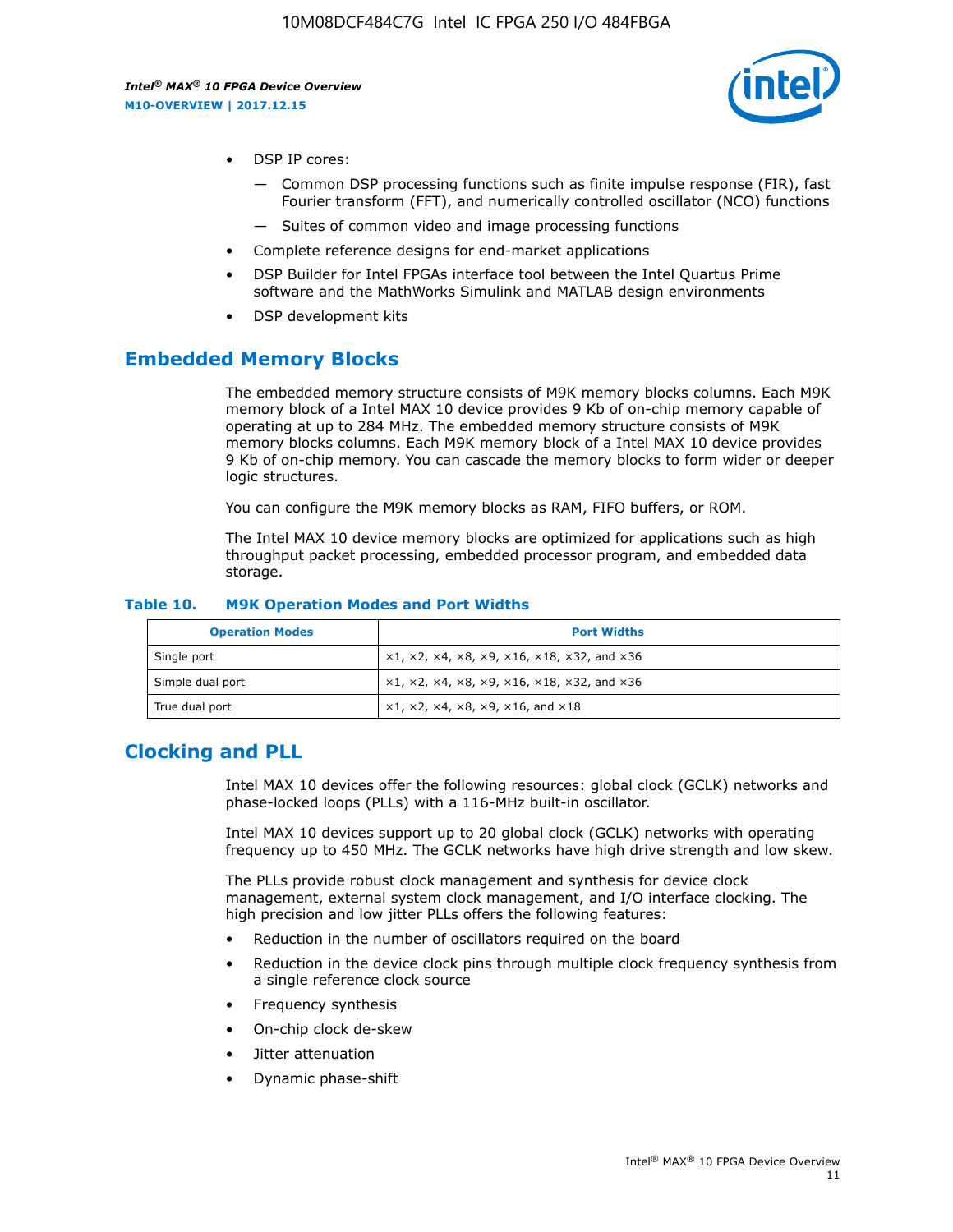- DSP IP cores:
    - — Common DSP processing functions such as finite impulse response (FIR), fast Fourier transform (FFT), and numerically controlled oscillator (NCO) functions
    - — Suites of common video and image processing functions
- Complete reference designs for end-market applications
- DSP Builder for Intel FPGAs interface tool between the Intel Quartus Prime software and the MathWorks Simulink and MATLAB design environments
- DSP development kits

## Embedded Memory Blocks

The embedded memory structure consists of M9K memory blocks columns. Each M9K memory block of a Intel MAX 10 device provides 9 Kb of on-chip memory capable of operating at up to 284 MHz. The embedded memory structure consists of M9K memory blocks columns. Each M9K memory block of a Intel MAX 10 device provides 9 Kb of on-chip memory. You can cascade the memory blocks to form wider or deeper logic structures.

You can configure the M9K memory blocks as RAM, FIFO buffers, or ROM.

The Intel MAX 10 device memory blocks are optimized for applications such as high throughput packet processing, embedded processor program, and embedded data storage.

**Table 10. M9K Operation Modes and Port Widths**

| Operation Modes | Port Widths |
| --- | --- |
| Single port | ×1, ×2, ×4, ×8, ×9, ×16, ×18, ×32, and ×36 |
| Simple dual port | ×1, ×2, ×4, ×8, ×9, ×16, ×18, ×32, and ×36 |
| True dual port | ×1, ×2, ×4, ×8, ×9, ×16, and ×18 |

## Clocking and PLL

Intel MAX 10 devices offer the following resources: global clock (GCLK) networks and phase-locked loops (PLLs) with a 116-MHz built-in oscillator.

Intel MAX 10 devices support up to 20 global clock (GCLK) networks with operating frequency up to 450 MHz. The GCLK networks have high drive strength and low skew.

The PLLs provide robust clock management and synthesis for device clock management, external system clock management, and I/O interface clocking. The high precision and low jitter PLLs offers the following features:

- Reduction in the number of oscillators required on the board
- Reduction in the device clock pins through multiple clock frequency synthesis from a single reference clock source
- Frequency synthesis
- On-chip clock de-skew
- Jitter attenuation
- Dynamic phase-shift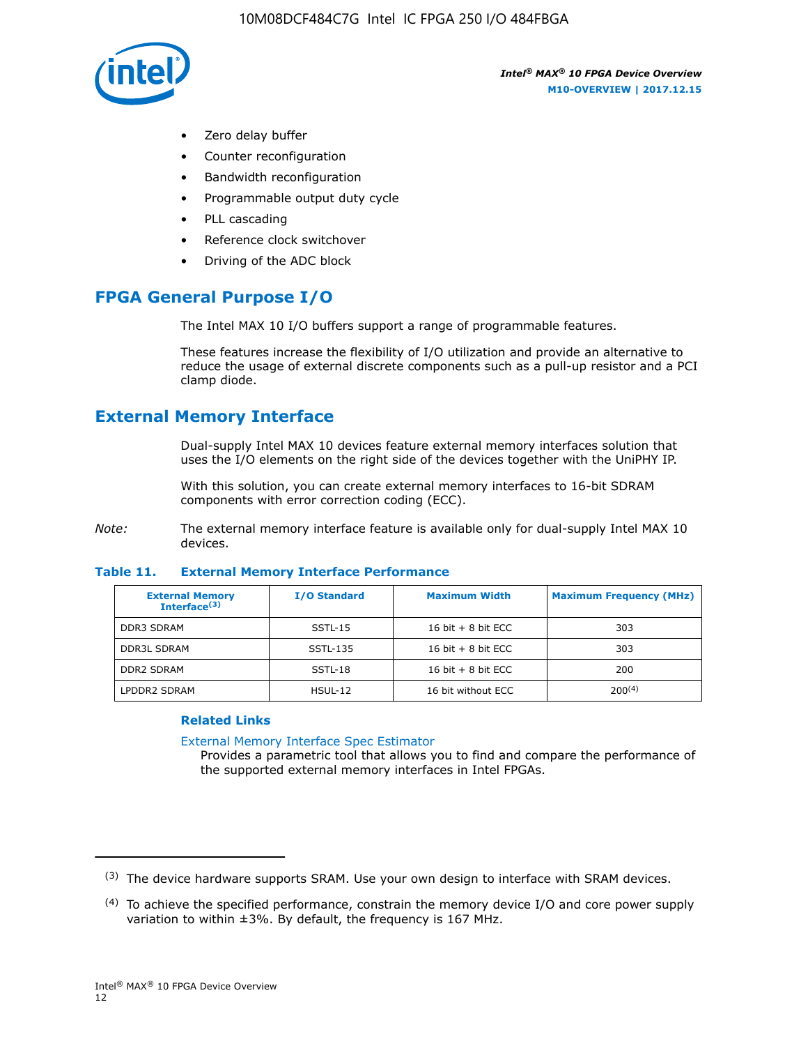- Zero delay buffer
- Counter reconfiguration
- Bandwidth reconfiguration
- Programmable output duty cycle
- PLL cascading
- Reference clock switchover
- Driving of the ADC block

## FPGA General Purpose I/O

The Intel MAX 10 I/O buffers support a range of programmable features.

These features increase the flexibility of I/O utilization and provide an alternative to reduce the usage of external discrete components such as a pull-up resistor and a PCI clamp diode.

## External Memory Interface

Dual-supply Intel MAX 10 devices feature external memory interfaces solution that uses the I/O elements on the right side of the devices together with the UniPHY IP.

With this solution, you can create external memory interfaces to 16-bit SDRAM components with error correction coding (ECC).

*Note:* The external memory interface feature is available only for dual-supply Intel MAX 10 devices.

**Table 11. External Memory Interface Performance**

| External Memory Interface(3) | I/O Standard | Maximum Width | Maximum Frequency (MHz) |
|---|---|---|---|
| DDR3 SDRAM | SSTL-15 | 16 bit + 8 bit ECC | 303 |
| DDR3L SDRAM | SSTL-135 | 16 bit + 8 bit ECC | 303 |
| DDR2 SDRAM | SSTL-18 | 16 bit + 8 bit ECC | 200 |
| LPDDR2 SDRAM | HSUL-12 | 16 bit without ECC | 200(4) |

**Related Links**

External Memory Interface Spec Estimator
Provides a parametric tool that allows you to find and compare the performance of the supported external memory interfaces in Intel FPGAs.

(3) The device hardware supports SRAM. Use your own design to interface with SRAM devices.

(4) To achieve the specified performance, constrain the memory device I/O and core power supply variation to within ±3%. By default, the frequency is 167 MHz.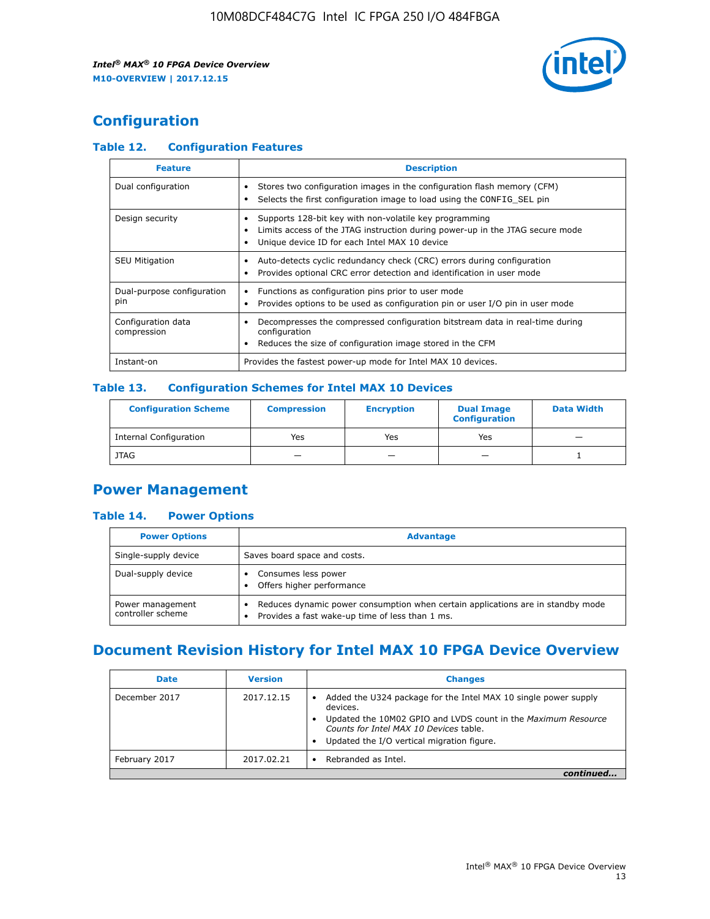## Configuration

### Table 12. Configuration Features

| Feature | Description |
|---|---|
| Dual configuration | • Stores two configuration images in the configuration flash memory (CFM)<br>• Selects the first configuration image to load using the CONFIG_SEL pin |
| Design security | • Supports 128-bit key with non-volatile key programming<br>• Limits access of the JTAG instruction during power-up in the JTAG secure mode<br>• Unique device ID for each Intel MAX 10 device |
| SEU Mitigation | • Auto-detects cyclic redundancy check (CRC) errors during configuration<br>• Provides optional CRC error detection and identification in user mode |
| Dual-purpose configuration pin | • Functions as configuration pins prior to user mode<br>• Provides options to be used as configuration pin or user I/O pin in user mode |
| Configuration data compression | • Decompresses the compressed configuration bitstream data in real-time during configuration<br>• Reduces the size of configuration image stored in the CFM |
| Instant-on | Provides the fastest power-up mode for Intel MAX 10 devices. |

### Table 13. Configuration Schemes for Intel MAX 10 Devices

| Configuration Scheme | Compression | Encryption | Dual Image Configuration | Data Width |
|---|---|---|---|---|
| Internal Configuration | Yes | Yes | Yes | — |
| JTAG | — | — | — | 1 |

## Power Management

### Table 14. Power Options

| Power Options | Advantage |
|---|---|
| Single-supply device | Saves board space and costs. |
| Dual-supply device | • Consumes less power<br>• Offers higher performance |
| Power management controller scheme | • Reduces dynamic power consumption when certain applications are in standby mode<br>• Provides a fast wake-up time of less than 1 ms. |

## Document Revision History for Intel MAX 10 FPGA Device Overview

| Date | Version | Changes |
|---|---|---|
| December 2017 | 2017.12.15 | • Added the U324 package for the Intel MAX 10 single power supply devices.<br>• Updated the 10M02 GPIO and LVDS count in the *Maximum Resource Counts for Intel MAX 10 Devices* table.<br>• Updated the I/O vertical migration figure. |
| February 2017 | 2017.02.21 | • Rebranded as Intel. |

*continued...*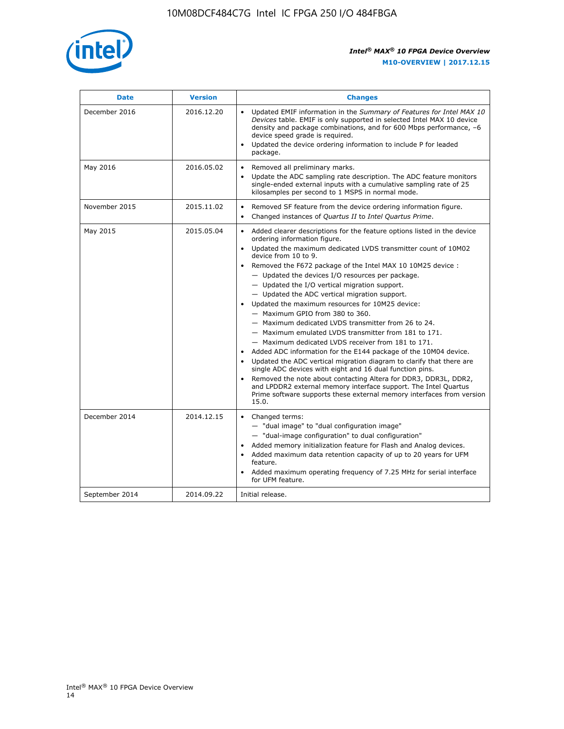| Date | Version | Changes |
| --- | --- | --- |
| December 2016 | 2016.12.20 | • Updated EMIF information in the *Summary of Features for Intel MAX 10 Devices* table. EMIF is only supported in selected Intel MAX 10 device density and package combinations, and for 600 Mbps performance, –6 device speed grade is required.<br>• Updated the device ordering information to include P for leaded package. |
| May 2016 | 2016.05.02 | • Removed all preliminary marks.<br>• Update the ADC sampling rate description. The ADC feature monitors single-ended external inputs with a cumulative sampling rate of 25 kilosamples per second to 1 MSPS in normal mode. |
| November 2015 | 2015.11.02 | • Removed SF feature from the device ordering information figure.<br>• Changed instances of *Quartus II* to *Intel Quartus Prime*. |
| May 2015 | 2015.05.04 | • Added clearer descriptions for the feature options listed in the device ordering information figure.<br>• Updated the maximum dedicated LVDS transmitter count of 10M02 device from 10 to 9.<br>• Removed the F672 package of the Intel MAX 10 10M25 device :<br>— Updated the devices I/O resources per package.<br>— Updated the I/O vertical migration support.<br>— Updated the ADC vertical migration support.<br>• Updated the maximum resources for 10M25 device:<br>— Maximum GPIO from 380 to 360.<br>— Maximum dedicated LVDS transmitter from 26 to 24.<br>— Maximum emulated LVDS transmitter from 181 to 171.<br>— Maximum dedicated LVDS receiver from 181 to 171.<br>• Added ADC information for the E144 package of the 10M04 device.<br>• Updated the ADC vertical migration diagram to clarify that there are single ADC devices with eight and 16 dual function pins.<br>• Removed the note about contacting Altera for DDR3, DDR3L, DDR2, and LPDDR2 external memory interface support. The Intel Quartus Prime software supports these external memory interfaces from version 15.0. |
| December 2014 | 2014.12.15 | • Changed terms:<br>— "dual image" to "dual configuration image"<br>— "dual-image configuration" to dual configuration"<br>• Added memory initialization feature for Flash and Analog devices.<br>• Added maximum data retention capacity of up to 20 years for UFM feature.<br>• Added maximum operating frequency of 7.25 MHz for serial interface for UFM feature. |
| September 2014 | 2014.09.22 | Initial release. |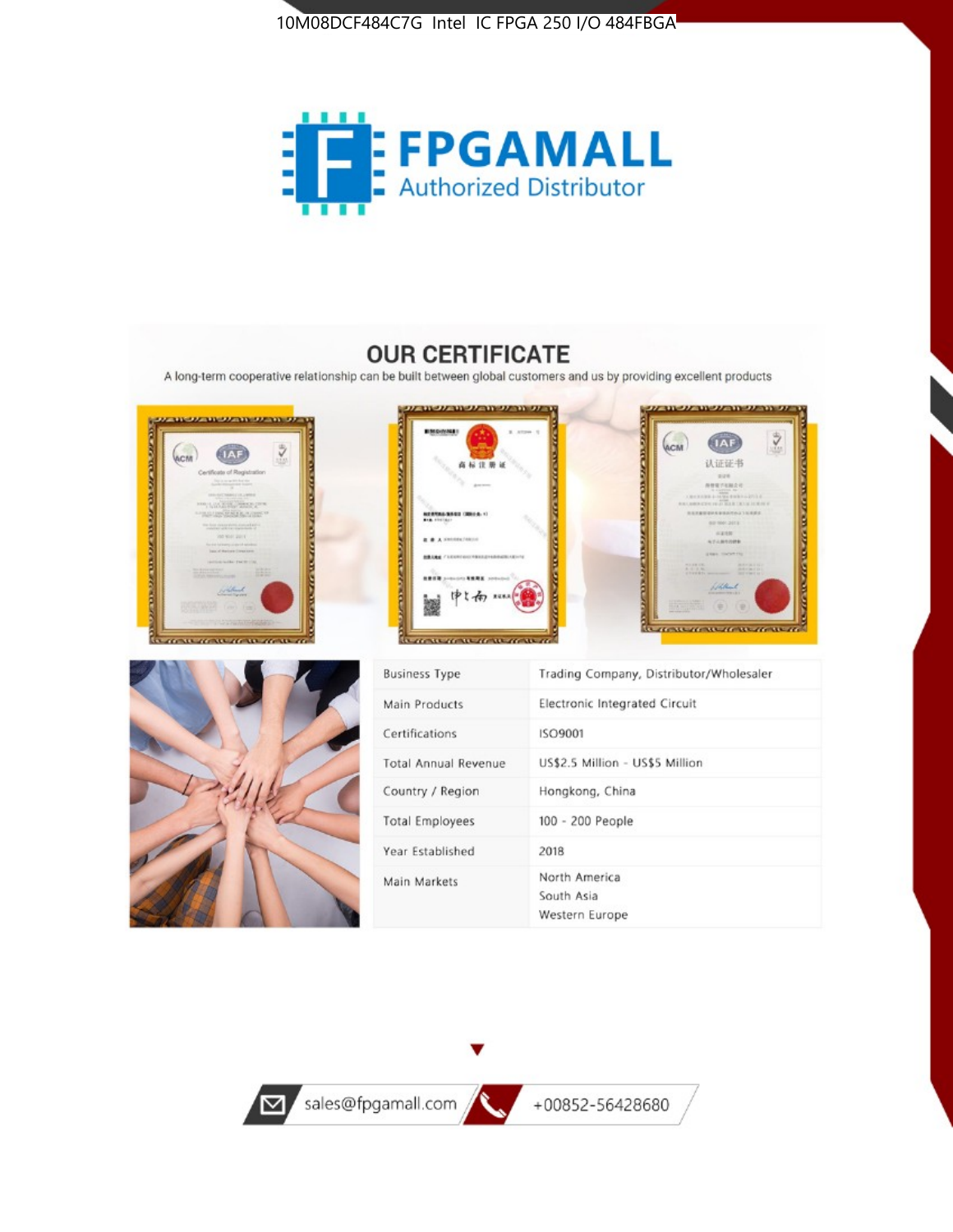FPGAMALL

Authorized Distributor

## OUR CERTIFICATE

A long-term cooperative relationship can be built between global customers and us by providing excellent products

| | |
|---|---|
| Business Type | Trading Company, Distributor/Wholesaler |
| Main Products | Electronic Integrated Circuit |
| Certifications | ISO9001 |
| Total Annual Revenue | US$2.5 Million - US$5 Million |
| Country / Region | Hongkong, China |
| Total Employees | 100 - 200 People |
| Year Established | 2018 |
| Main Markets | North America<br>South Asia<br>Western Europe |

sales@fpgamall.com

+00852-56428680